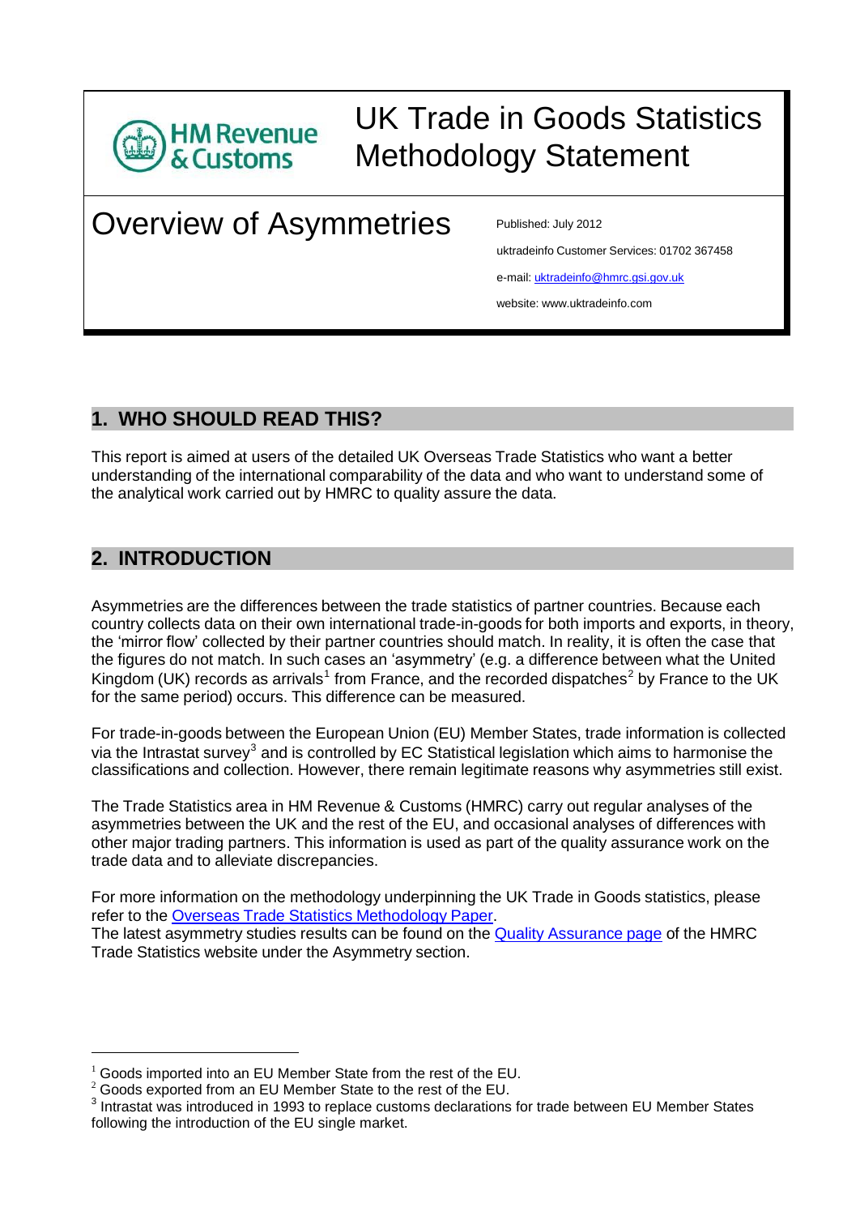# UK Trade in Goods Statistics Methodology Statement

HM Revenue & Customs

## Overview of Asymmetries

Published: July 2012

uktradeinfo Customer Services: 01702 367458

e-mail: [uktradeinfo@hmrc.gsi.gov.uk](mailto:uktradeinfo@hmrc.gsi.gov.uk)

website: www.uktradeinfo.com

## 1. WHO SHOULD READ THIS?

This report is aimed at users of the detailed UK Overseas Trade Statistics who want a better understanding of the international comparability of the data and who want to understand some of the analytical work carried out by HMRC to quality assure the data.

## 2. INTRODUCTION

Asymmetries are the differences between the trade statistics of partner countries. Because each country collects data on their own international trade-in-goods for both imports and exports, in theory, the 'mirror flow' collected by their partner countries should match. In reality, it is often the case that the figures do not match. In such cases an 'asymmetry' (e.g. a difference between what the United Kingdom (UK) records as arrivals[1] from France, and the recorded dispatches[2] by France to the UK for the same period) occurs. This difference can be measured.

For trade-in-goods between the European Union (EU) Member States, trade information is collected via the Intrastat survey[3] and is controlled by EC Statistical legislation which aims to harmonise the classifications and collection. However, there remain legitimate reasons why asymmetries still exist.

The Trade Statistics area in HM Revenue & Customs (HMRC) carry out regular analyses of the asymmetries between the UK and the rest of the EU, and occasional analyses of differences with other major trading partners. This information is used as part of the quality assurance work on the trade data and to alleviate discrepancies.

For more information on the methodology underpinning the UK Trade in Goods statistics, please refer to the Overseas Trade Statistics Methodology Paper.
The latest asymmetry studies results can be found on the Quality Assurance page of the HMRC Trade Statistics website under the Asymmetry section.

---

[1] Goods imported into an EU Member State from the rest of the EU.
[2] Goods exported from an EU Member State to the rest of the EU.
[3] Intrastat was introduced in 1993 to replace customs declarations for trade between EU Member States following the introduction of the EU single market.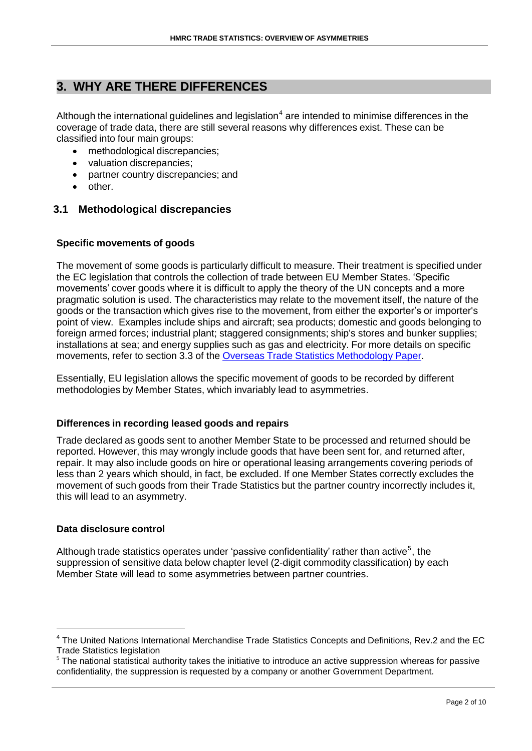## 3. WHY ARE THERE DIFFERENCES

Although the international guidelines and legislation[4] are intended to minimise differences in the coverage of trade data, there are still several reasons why differences exist. These can be classified into four main groups:

- methodological discrepancies;
- valuation discrepancies;
- partner country discrepancies; and
- other.

### 3.1 Methodological discrepancies

**Specific movements of goods**

The movement of some goods is particularly difficult to measure. Their treatment is specified under the EC legislation that controls the collection of trade between EU Member States. 'Specific movements' cover goods where it is difficult to apply the theory of the UN concepts and a more pragmatic solution is used. The characteristics may relate to the movement itself, the nature of the goods or the transaction which gives rise to the movement, from either the exporter's or importer's point of view. Examples include ships and aircraft; sea products; domestic and goods belonging to foreign armed forces; industrial plant; staggered consignments; ship's stores and bunker supplies; installations at sea; and energy supplies such as gas and electricity. For more details on specific movements, refer to section 3.3 of the Overseas Trade Statistics Methodology Paper.

Essentially, EU legislation allows the specific movement of goods to be recorded by different methodologies by Member States, which invariably lead to asymmetries.

**Differences in recording leased goods and repairs**

Trade declared as goods sent to another Member State to be processed and returned should be reported. However, this may wrongly include goods that have been sent for, and returned after, repair. It may also include goods on hire or operational leasing arrangements covering periods of less than 2 years which should, in fact, be excluded. If one Member States correctly excludes the movement of such goods from their Trade Statistics but the partner country incorrectly includes it, this will lead to an asymmetry.

**Data disclosure control**

Although trade statistics operates under 'passive confidentiality' rather than active[5], the suppression of sensitive data below chapter level (2-digit commodity classification) by each Member State will lead to some asymmetries between partner countries.

---

[4] The United Nations International Merchandise Trade Statistics Concepts and Definitions, Rev.2 and the EC Trade Statistics legislation

[5] The national statistical authority takes the initiative to introduce an active suppression whereas for passive confidentiality, the suppression is requested by a company or another Government Department.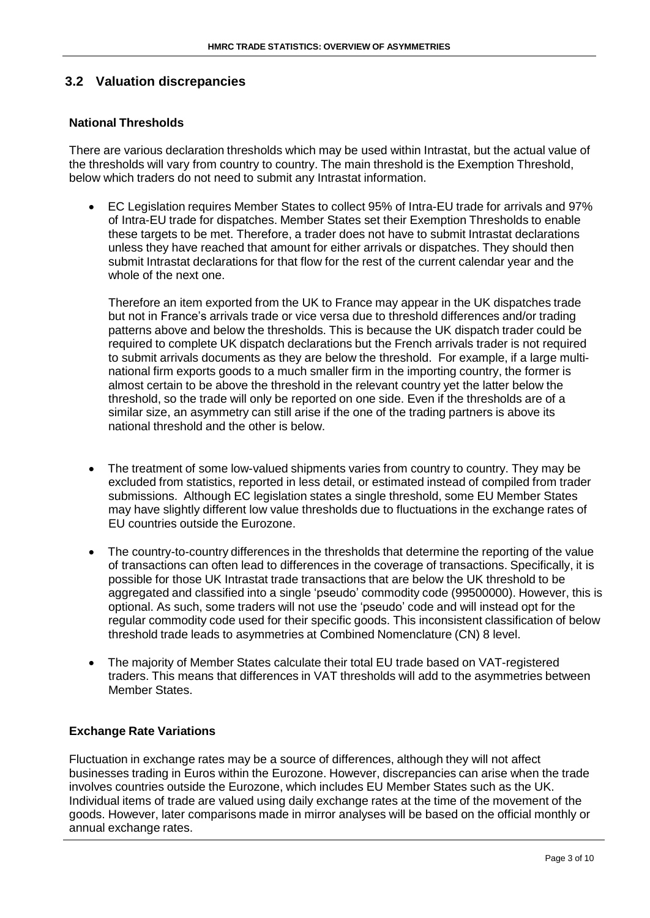## 3.2 Valuation discrepancies

**National Thresholds**

There are various declaration thresholds which may be used within Intrastat, but the actual value of the thresholds will vary from country to country. The main threshold is the Exemption Threshold, below which traders do not need to submit any Intrastat information.

- EC Legislation requires Member States to collect 95% of Intra-EU trade for arrivals and 97% of Intra-EU trade for dispatches. Member States set their Exemption Thresholds to enable these targets to be met. Therefore, a trader does not have to submit Intrastat declarations unless they have reached that amount for either arrivals or dispatches. They should then submit Intrastat declarations for that flow for the rest of the current calendar year and the whole of the next one.

  Therefore an item exported from the UK to France may appear in the UK dispatches trade but not in France's arrivals trade or vice versa due to threshold differences and/or trading patterns above and below the thresholds. This is because the UK dispatch trader could be required to complete UK dispatch declarations but the French arrivals trader is not required to submit arrivals documents as they are below the threshold. For example, if a large multi-national firm exports goods to a much smaller firm in the importing country, the former is almost certain to be above the threshold in the relevant country yet the latter below the threshold, so the trade will only be reported on one side. Even if the thresholds are of a similar size, an asymmetry can still arise if the one of the trading partners is above its national threshold and the other is below.

- The treatment of some low-valued shipments varies from country to country. They may be excluded from statistics, reported in less detail, or estimated instead of compiled from trader submissions. Although EC legislation states a single threshold, some EU Member States may have slightly different low value thresholds due to fluctuations in the exchange rates of EU countries outside the Eurozone.

- The country-to-country differences in the thresholds that determine the reporting of the value of transactions can often lead to differences in the coverage of transactions. Specifically, it is possible for those UK Intrastat trade transactions that are below the UK threshold to be aggregated and classified into a single 'pseudo' commodity code (99500000). However, this is optional. As such, some traders will not use the 'pseudo' code and will instead opt for the regular commodity code used for their specific goods. This inconsistent classification of below threshold trade leads to asymmetries at Combined Nomenclature (CN) 8 level.

- The majority of Member States calculate their total EU trade based on VAT-registered traders. This means that differences in VAT thresholds will add to the asymmetries between Member States.

**Exchange Rate Variations**

Fluctuation in exchange rates may be a source of differences, although they will not affect businesses trading in Euros within the Eurozone. However, discrepancies can arise when the trade involves countries outside the Eurozone, which includes EU Member States such as the UK. Individual items of trade are valued using daily exchange rates at the time of the movement of the goods. However, later comparisons made in mirror analyses will be based on the official monthly or annual exchange rates.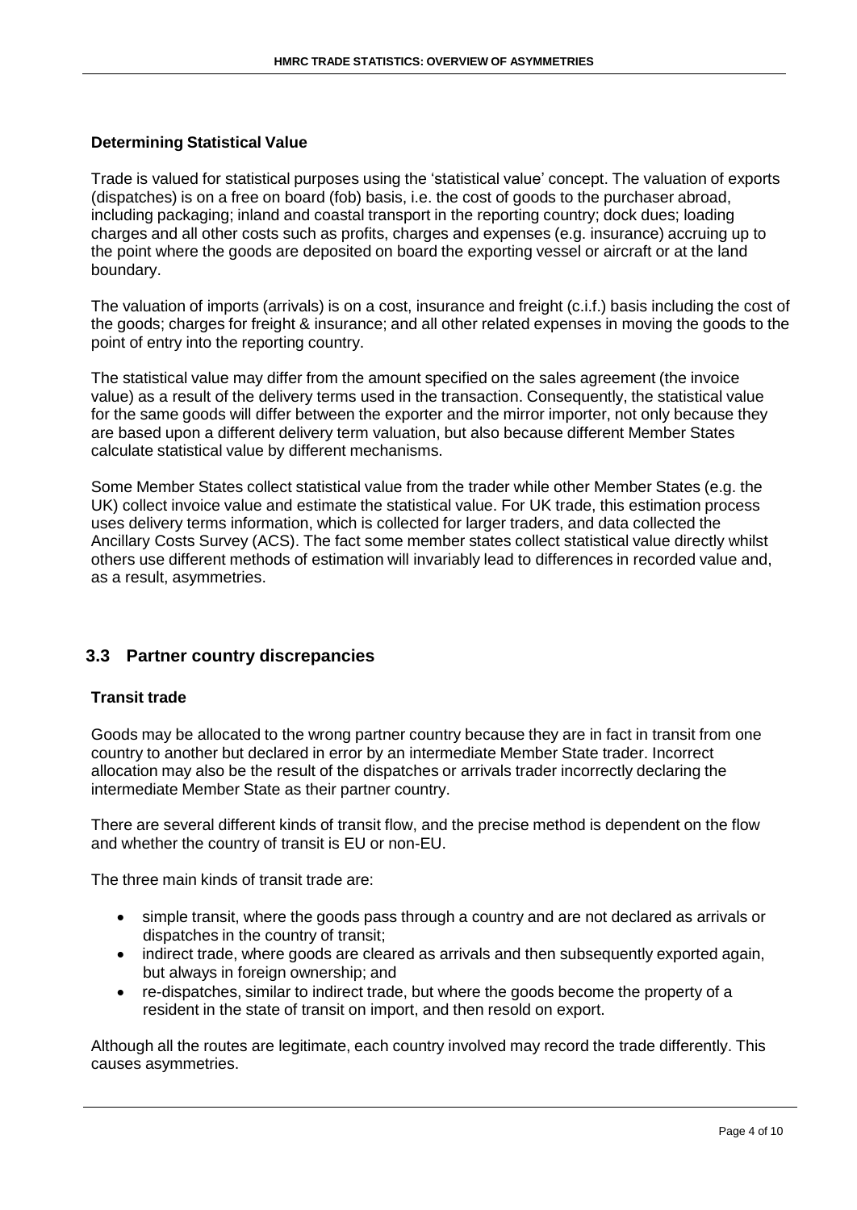**Determining Statistical Value**

Trade is valued for statistical purposes using the 'statistical value' concept. The valuation of exports (dispatches) is on a free on board (fob) basis, i.e. the cost of goods to the purchaser abroad, including packaging; inland and coastal transport in the reporting country; dock dues; loading charges and all other costs such as profits, charges and expenses (e.g. insurance) accruing up to the point where the goods are deposited on board the exporting vessel or aircraft or at the land boundary.

The valuation of imports (arrivals) is on a cost, insurance and freight (c.i.f.) basis including the cost of the goods; charges for freight & insurance; and all other related expenses in moving the goods to the point of entry into the reporting country.

The statistical value may differ from the amount specified on the sales agreement (the invoice value) as a result of the delivery terms used in the transaction. Consequently, the statistical value for the same goods will differ between the exporter and the mirror importer, not only because they are based upon a different delivery term valuation, but also because different Member States calculate statistical value by different mechanisms.

Some Member States collect statistical value from the trader while other Member States (e.g. the UK) collect invoice value and estimate the statistical value. For UK trade, this estimation process uses delivery terms information, which is collected for larger traders, and data collected the Ancillary Costs Survey (ACS). The fact some member states collect statistical value directly whilst others use different methods of estimation will invariably lead to differences in recorded value and, as a result, asymmetries.

## 3.3 Partner country discrepancies

**Transit trade**

Goods may be allocated to the wrong partner country because they are in fact in transit from one country to another but declared in error by an intermediate Member State trader. Incorrect allocation may also be the result of the dispatches or arrivals trader incorrectly declaring the intermediate Member State as their partner country.

There are several different kinds of transit flow, and the precise method is dependent on the flow and whether the country of transit is EU or non-EU.

The three main kinds of transit trade are:

- simple transit, where the goods pass through a country and are not declared as arrivals or dispatches in the country of transit;
- indirect trade, where goods are cleared as arrivals and then subsequently exported again, but always in foreign ownership; and
- re-dispatches, similar to indirect trade, but where the goods become the property of a resident in the state of transit on import, and then resold on export.

Although all the routes are legitimate, each country involved may record the trade differently. This causes asymmetries.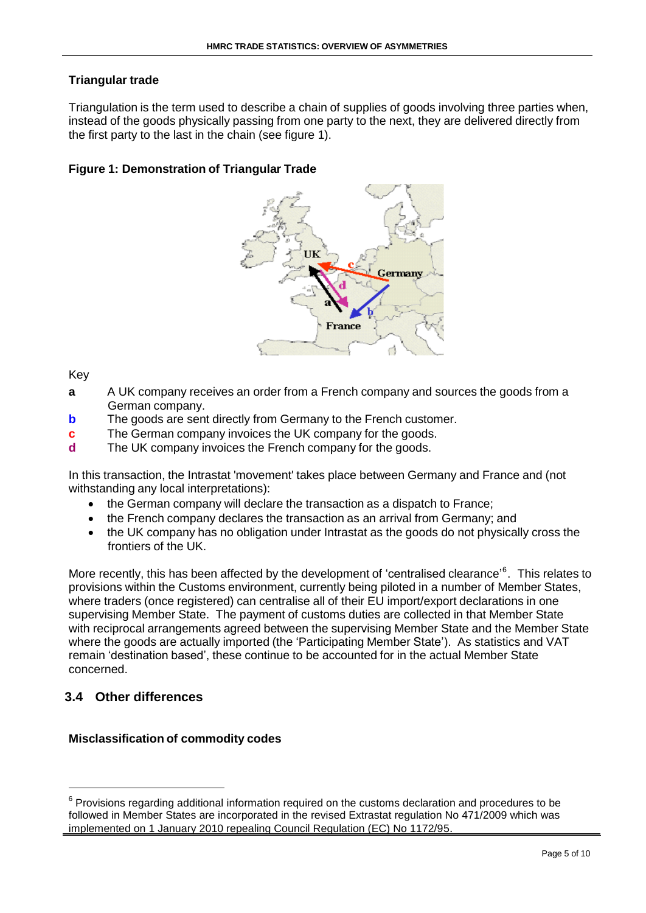### Triangular trade

Triangulation is the term used to describe a chain of supplies of goods involving three parties when, instead of the goods physically passing from one party to the next, they are delivered directly from the first party to the last in the chain (see figure 1).

#### Figure 1: Demonstration of Triangular Trade

Key

- **a** A UK company receives an order from a French company and sources the goods from a German company.
- **b** The goods are sent directly from Germany to the French customer.
- **c** The German company invoices the UK company for the goods.
- **d** The UK company invoices the French company for the goods.

In this transaction, the Intrastat 'movement' takes place between Germany and France and (not withstanding any local interpretations):

- the German company will declare the transaction as a dispatch to France;
- the French company declares the transaction as an arrival from Germany; and
- the UK company has no obligation under Intrastat as the goods do not physically cross the frontiers of the UK.

More recently, this has been affected by the development of 'centralised clearance'[6]. This relates to provisions within the Customs environment, currently being piloted in a number of Member States, where traders (once registered) can centralise all of their EU import/export declarations in one supervising Member State. The payment of customs duties are collected in that Member State with reciprocal arrangements agreed between the supervising Member State and the Member State where the goods are actually imported (the 'Participating Member State'). As statistics and VAT remain 'destination based', these continue to be accounted for in the actual Member State concerned.

## 3.4 Other differences

### Misclassification of commodity codes

[6] Provisions regarding additional information required on the customs declaration and procedures to be followed in Member States are incorporated in the revised Extrastat regulation No 471/2009 which was implemented on 1 January 2010 repealing Council Regulation (EC) No 1172/95.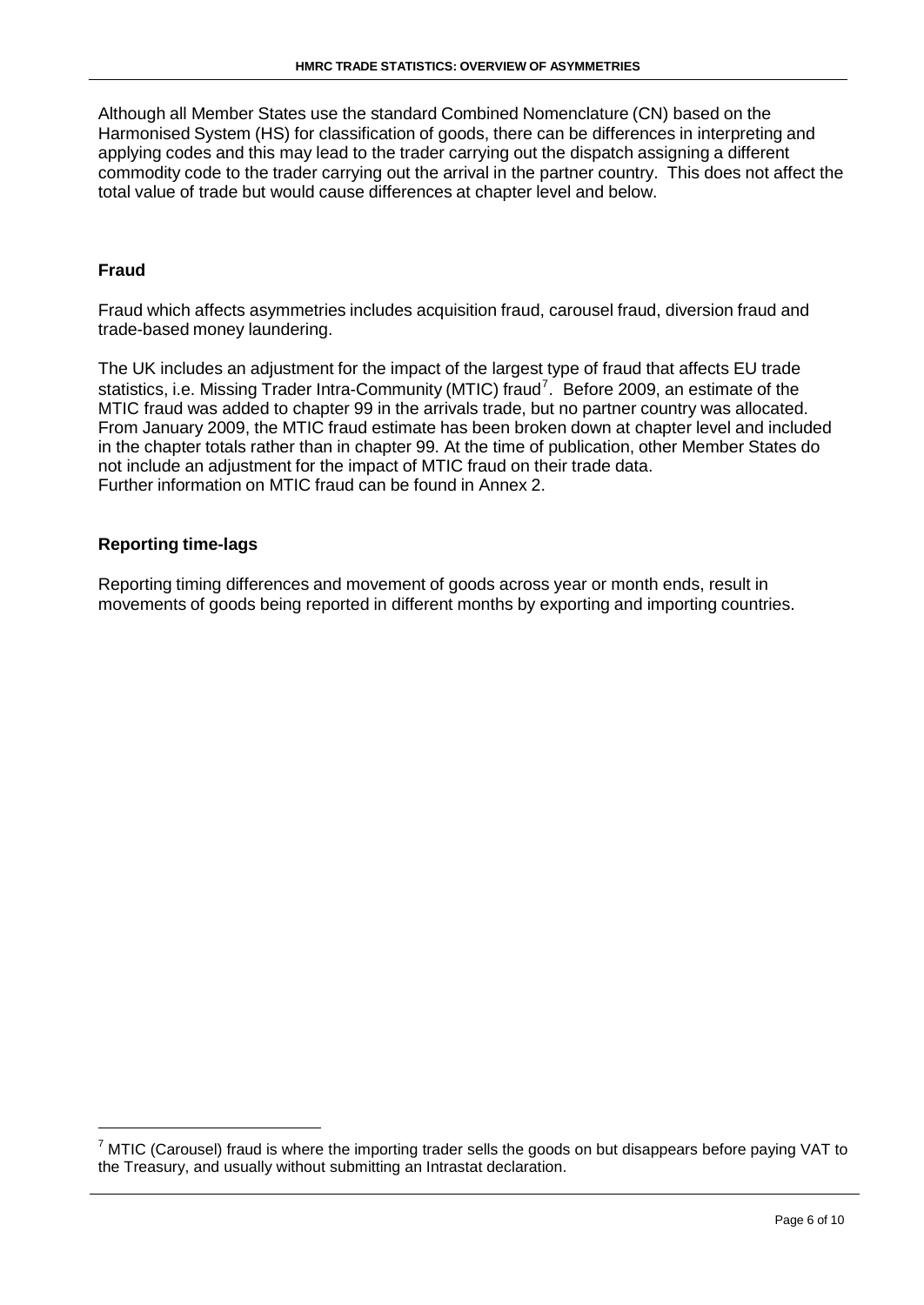Although all Member States use the standard Combined Nomenclature (CN) based on the Harmonised System (HS) for classification of goods, there can be differences in interpreting and applying codes and this may lead to the trader carrying out the dispatch assigning a different commodity code to the trader carrying out the arrival in the partner country. This does not affect the total value of trade but would cause differences at chapter level and below.

### Fraud

Fraud which affects asymmetries includes acquisition fraud, carousel fraud, diversion fraud and trade-based money laundering.

The UK includes an adjustment for the impact of the largest type of fraud that affects EU trade statistics, i.e. Missing Trader Intra-Community (MTIC) fraud[7]. Before 2009, an estimate of the MTIC fraud was added to chapter 99 in the arrivals trade, but no partner country was allocated. From January 2009, the MTIC fraud estimate has been broken down at chapter level and included in the chapter totals rather than in chapter 99. At the time of publication, other Member States do not include an adjustment for the impact of MTIC fraud on their trade data.
Further information on MTIC fraud can be found in Annex 2.

### Reporting time-lags

Reporting timing differences and movement of goods across year or month ends, result in movements of goods being reported in different months by exporting and importing countries.

---

[7] MTIC (Carousel) fraud is where the importing trader sells the goods on but disappears before paying VAT to the Treasury, and usually without submitting an Intrastat declaration.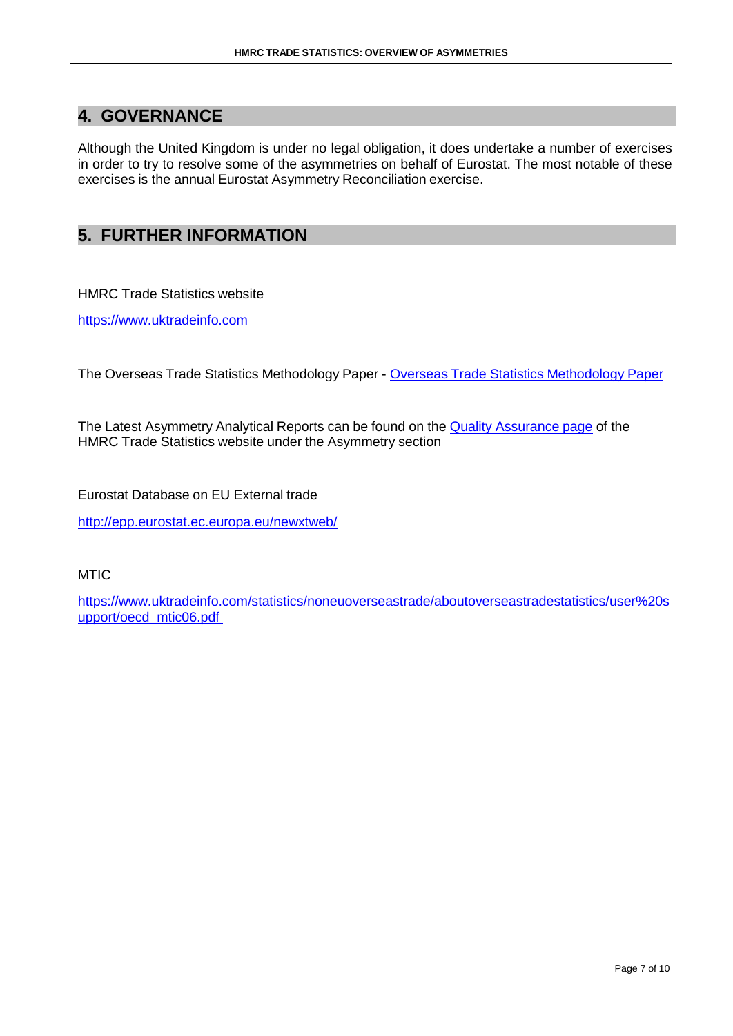## 4. GOVERNANCE

Although the United Kingdom is under no legal obligation, it does undertake a number of exercises in order to try to resolve some of the asymmetries on behalf of Eurostat. The most notable of these exercises is the annual Eurostat Asymmetry Reconciliation exercise.

## 5. FURTHER INFORMATION

HMRC Trade Statistics website

https://www.uktradeinfo.com

The Overseas Trade Statistics Methodology Paper - Overseas Trade Statistics Methodology Paper

The Latest Asymmetry Analytical Reports can be found on the Quality Assurance page of the HMRC Trade Statistics website under the Asymmetry section

Eurostat Database on EU External trade

http://epp.eurostat.ec.europa.eu/newxtweb/

MTIC

https://www.uktradeinfo.com/statistics/noneuoverseastrade/aboutoverseastradestatistics/user%20support/oecd_mtic06.pdf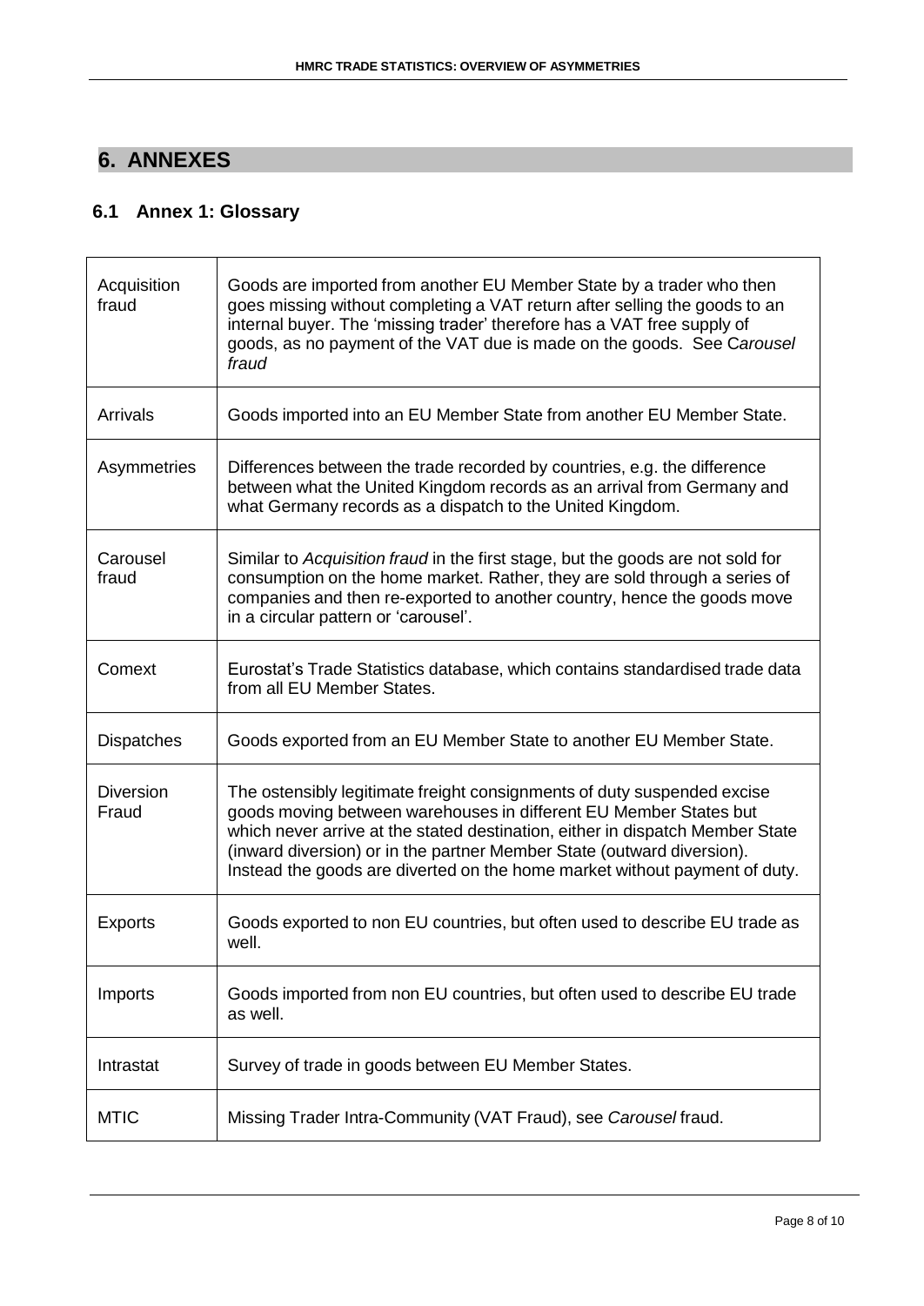# 6. ANNEXES

## 6.1 Annex 1: Glossary

| | |
|---|---|
| Acquisition fraud | Goods are imported from another EU Member State by a trader who then goes missing without completing a VAT return after selling the goods to an internal buyer. The 'missing trader' therefore has a VAT free supply of goods, as no payment of the VAT due is made on the goods. See C*arousel fraud* |
| Arrivals | Goods imported into an EU Member State from another EU Member State. |
| Asymmetries | Differences between the trade recorded by countries, e.g. the difference between what the United Kingdom records as an arrival from Germany and what Germany records as a dispatch to the United Kingdom. |
| Carousel fraud | Similar to *Acquisition fraud* in the first stage, but the goods are not sold for consumption on the home market. Rather, they are sold through a series of companies and then re-exported to another country, hence the goods move in a circular pattern or 'carousel'. |
| Comext | Eurostat's Trade Statistics database, which contains standardised trade data from all EU Member States. |
| Dispatches | Goods exported from an EU Member State to another EU Member State. |
| Diversion Fraud | The ostensibly legitimate freight consignments of duty suspended excise goods moving between warehouses in different EU Member States but which never arrive at the stated destination, either in dispatch Member State (inward diversion) or in the partner Member State (outward diversion). Instead the goods are diverted on the home market without payment of duty. |
| Exports | Goods exported to non EU countries, but often used to describe EU trade as well. |
| Imports | Goods imported from non EU countries, but often used to describe EU trade as well. |
| Intrastat | Survey of trade in goods between EU Member States. |
| MTIC | Missing Trader Intra-Community (VAT Fraud), see *Carousel* fraud. |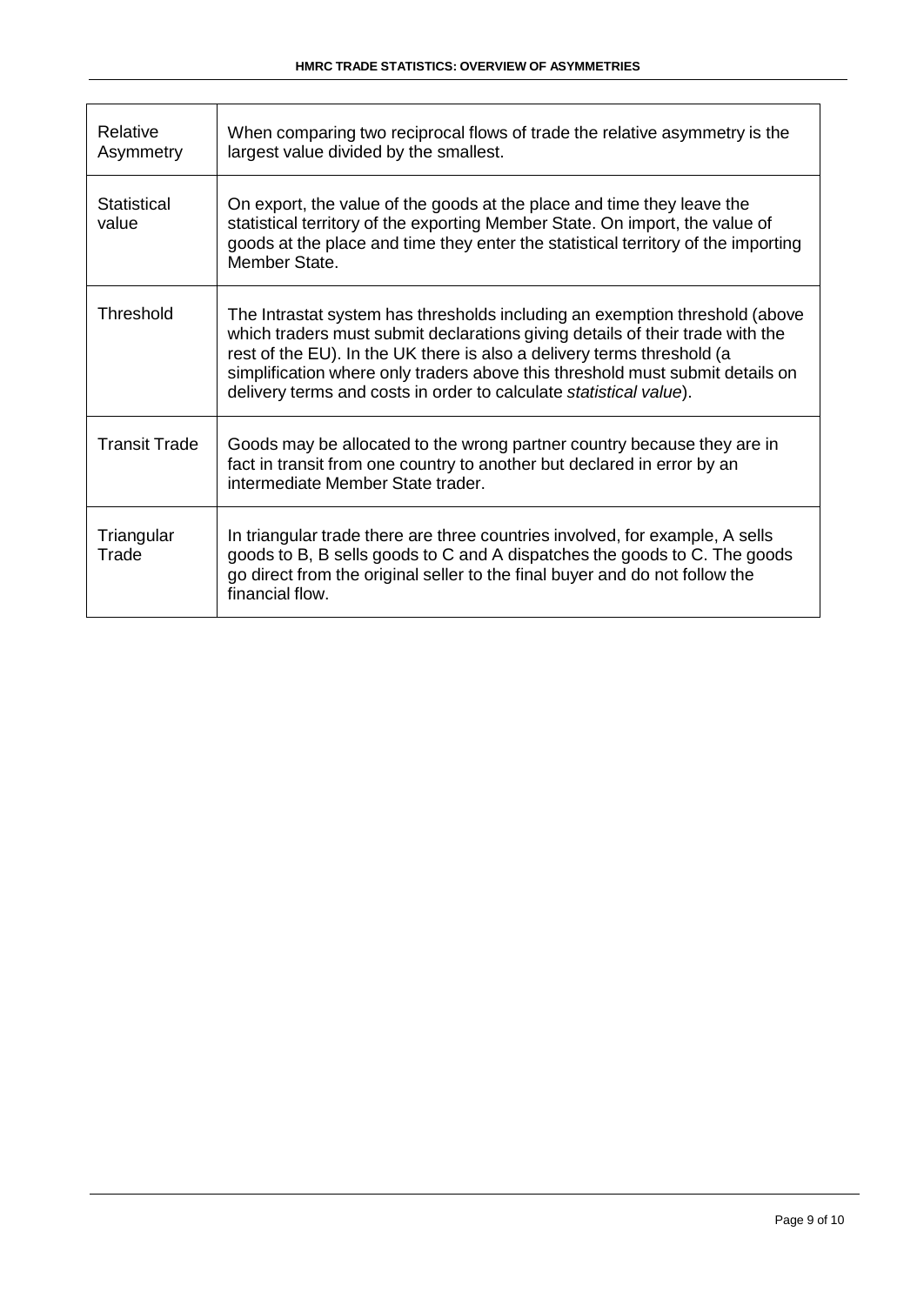| | |
|---|---|
| Relative Asymmetry | When comparing two reciprocal flows of trade the relative asymmetry is the largest value divided by the smallest. |
| Statistical value | On export, the value of the goods at the place and time they leave the statistical territory of the exporting Member State. On import, the value of goods at the place and time they enter the statistical territory of the importing Member State. |
| Threshold | The Intrastat system has thresholds including an exemption threshold (above which traders must submit declarations giving details of their trade with the rest of the EU). In the UK there is also a delivery terms threshold (a simplification where only traders above this threshold must submit details on delivery terms and costs in order to calculate *statistical value*). |
| Transit Trade | Goods may be allocated to the wrong partner country because they are in fact in transit from one country to another but declared in error by an intermediate Member State trader. |
| Triangular Trade | In triangular trade there are three countries involved, for example, A sells goods to B, B sells goods to C and A dispatches the goods to C. The goods go direct from the original seller to the final buyer and do not follow the financial flow. |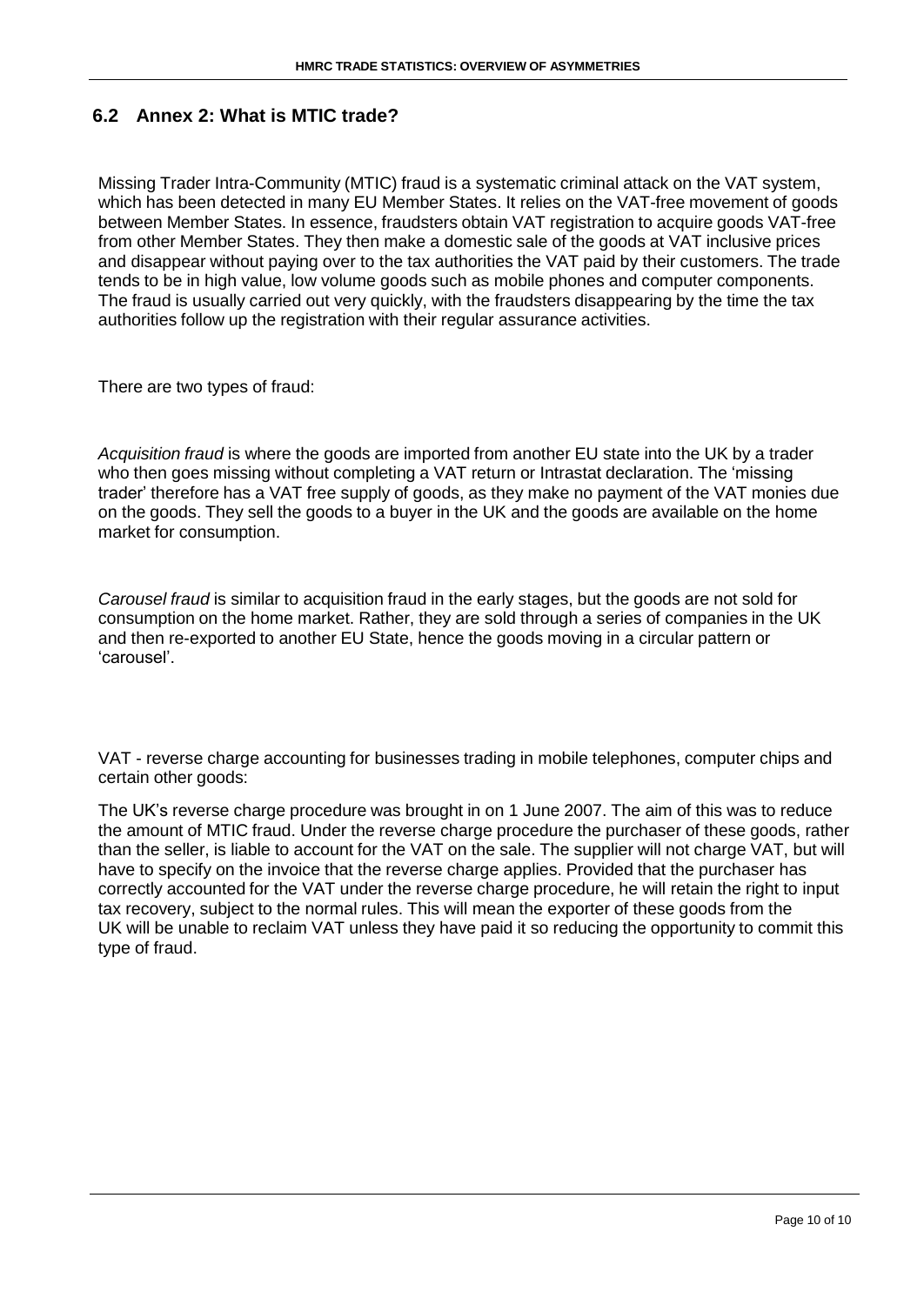## 6.2 Annex 2: What is MTIC trade?

Missing Trader Intra-Community (MTIC) fraud is a systematic criminal attack on the VAT system, which has been detected in many EU Member States. It relies on the VAT-free movement of goods between Member States. In essence, fraudsters obtain VAT registration to acquire goods VAT-free from other Member States. They then make a domestic sale of the goods at VAT inclusive prices and disappear without paying over to the tax authorities the VAT paid by their customers. The trade tends to be in high value, low volume goods such as mobile phones and computer components. The fraud is usually carried out very quickly, with the fraudsters disappearing by the time the tax authorities follow up the registration with their regular assurance activities.

There are two types of fraud:

*Acquisition fraud* is where the goods are imported from another EU state into the UK by a trader who then goes missing without completing a VAT return or Intrastat declaration. The 'missing trader' therefore has a VAT free supply of goods, as they make no payment of the VAT monies due on the goods. They sell the goods to a buyer in the UK and the goods are available on the home market for consumption.

*Carousel fraud* is similar to acquisition fraud in the early stages, but the goods are not sold for consumption on the home market. Rather, they are sold through a series of companies in the UK and then re-exported to another EU State, hence the goods moving in a circular pattern or 'carousel'.

VAT - reverse charge accounting for businesses trading in mobile telephones, computer chips and certain other goods:

The UK's reverse charge procedure was brought in on 1 June 2007. The aim of this was to reduce the amount of MTIC fraud. Under the reverse charge procedure the purchaser of these goods, rather than the seller, is liable to account for the VAT on the sale. The supplier will not charge VAT, but will have to specify on the invoice that the reverse charge applies. Provided that the purchaser has correctly accounted for the VAT under the reverse charge procedure, he will retain the right to input tax recovery, subject to the normal rules. This will mean the exporter of these goods from the UK will be unable to reclaim VAT unless they have paid it so reducing the opportunity to commit this type of fraud.